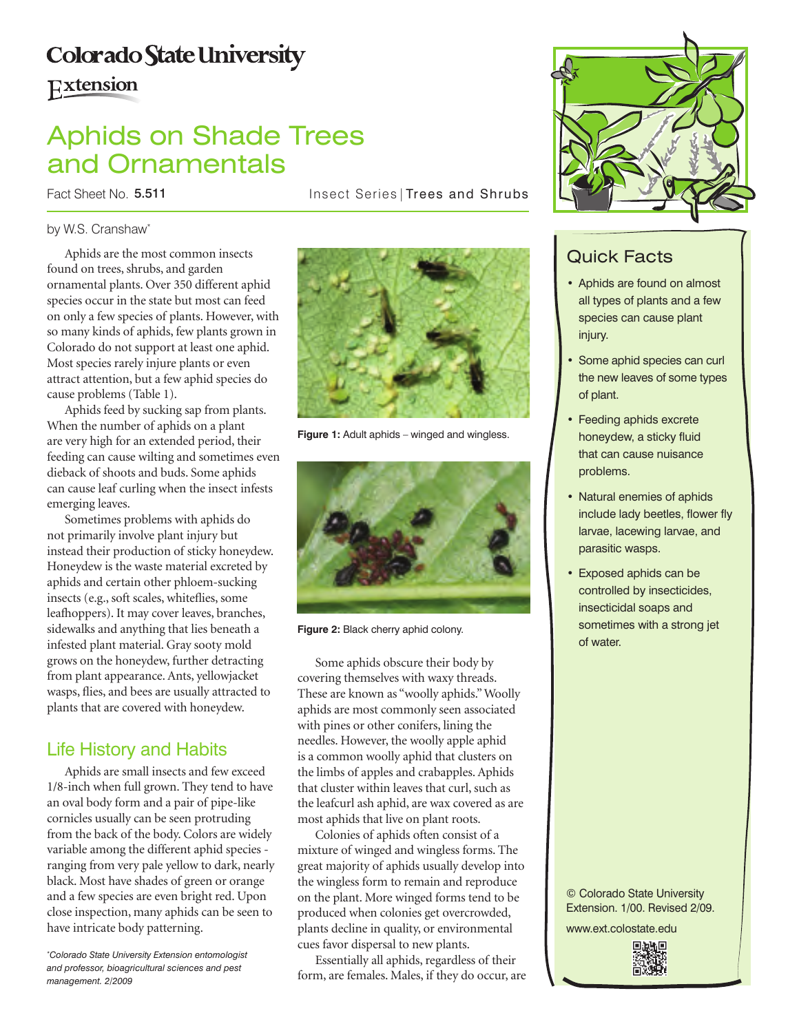Colorado State University

Extension

# Aphids on Shade Trees and Ornamentals

Fact Sheet No. 5.511

Insect Series | Trees and Shrubs

by W.S. Cranshaw[*]

## Quick Facts

- Aphids are found on almost all types of plants and a few species can cause plant injury.
- Some aphid species can curl the new leaves of some types of plant.
- Feeding aphids excrete honeydew, a sticky fluid that can cause nuisance problems.
- Natural enemies of aphids include lady beetles, flower fly larvae, lacewing larvae, and parasitic wasps.
- Exposed aphids can be controlled by insecticides, insecticidal soaps and sometimes with a strong jet of water.

Aphids are the most common insects found on trees, shrubs, and garden ornamental plants. Over 350 different aphid species occur in the state but most can feed on only a few species of plants. However, with so many kinds of aphids, few plants grown in Colorado do not support at least one aphid. Most species rarely injure plants or even attract attention, but a few aphid species do cause problems (Table 1).

Aphids feed by sucking sap from plants. When the number of aphids on a plant are very high for an extended period, their feeding can cause wilting and sometimes even dieback of shoots and buds. Some aphids can cause leaf curling when the insect infests emerging leaves.

Sometimes problems with aphids do not primarily involve plant injury but instead their production of sticky honeydew. Honeydew is the waste material excreted by aphids and certain other phloem-sucking insects (e.g., soft scales, whiteflies, some leafhoppers). It may cover leaves, branches, sidewalks and anything that lies beneath a infested plant material. Gray sooty mold grows on the honeydew, further detracting from plant appearance. Ants, yellowjacket wasps, flies, and bees are usually attracted to plants that are covered with honeydew.

## Life History and Habits

Aphids are small insects and few exceed 1/8-inch when full grown. They tend to have an oval body form and a pair of pipe-like cornicles usually can be seen protruding from the back of the body. Colors are widely variable among the different aphid species - ranging from very pale yellow to dark, nearly black. Most have shades of green or orange and a few species are even bright red. Upon close inspection, many aphids can be seen to have intricate body patterning.

[*]*Colorado State University Extension entomologist and professor, bioagricultural sciences and pest management. 2/2009*

**Figure 1:** Adult aphids – winged and wingless.

**Figure 2:** Black cherry aphid colony.

Some aphids obscure their body by covering themselves with waxy threads. These are known as "woolly aphids." Woolly aphids are most commonly seen associated with pines or other conifers, lining the needles. However, the woolly apple aphid is a common woolly aphid that clusters on the limbs of apples and crabapples. Aphids that cluster within leaves that curl, such as the leafcurl ash aphid, are wax covered as are most aphids that live on plant roots.

Colonies of aphids often consist of a mixture of winged and wingless forms. The great majority of aphids usually develop into the wingless form to remain and reproduce on the plant. More winged forms tend to be produced when colonies get overcrowded, plants decline in quality, or environmental cues favor dispersal to new plants.

Essentially all aphids, regardless of their form, are females. Males, if they do occur, are

© Colorado State University Extension. 1/00. Revised 2/09.

www.ext.colostate.edu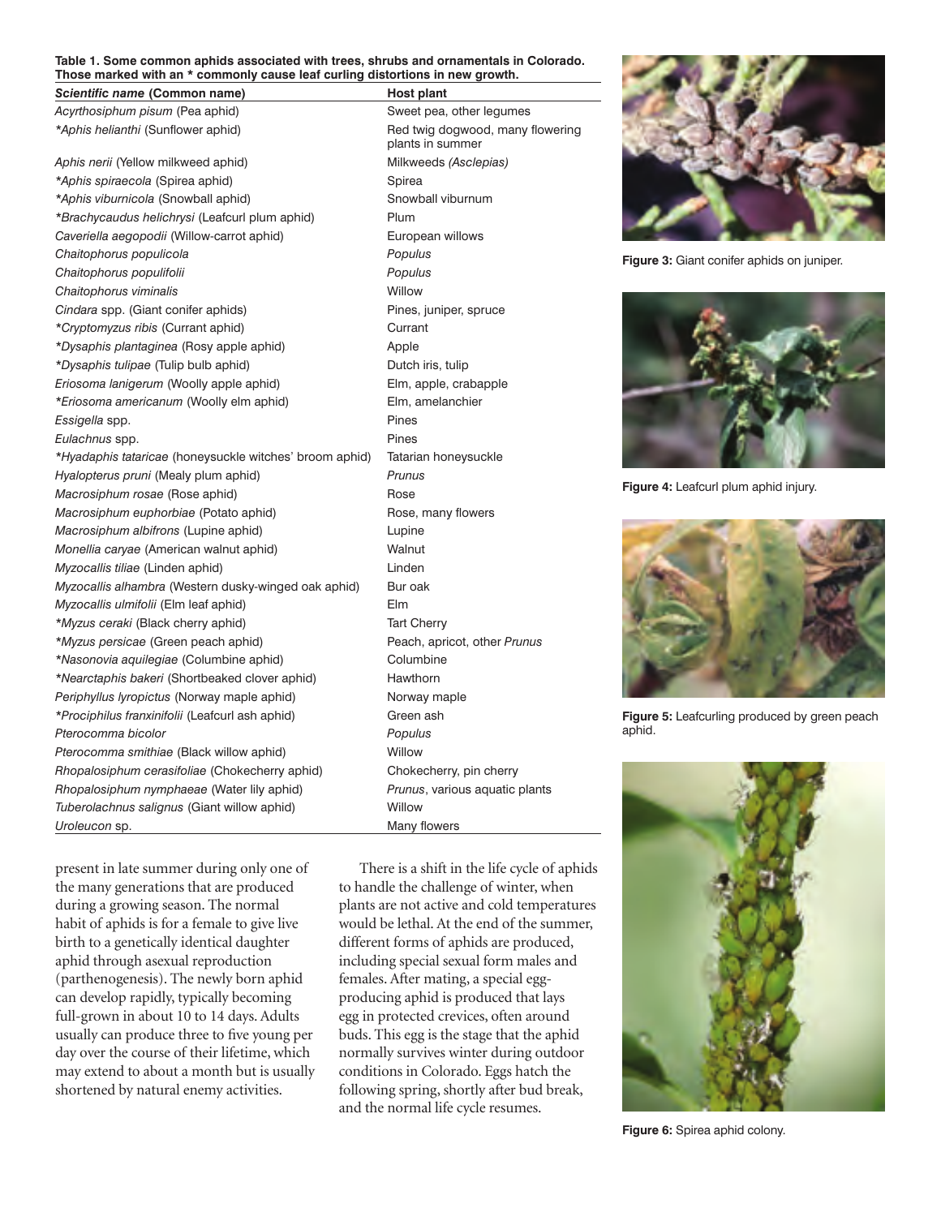**Table 1. Some common aphids associated with trees, shrubs and ornamentals in Colorado. Those marked with an * commonly cause leaf curling distortions in new growth.**

| ***Scientific name* (Common name)** | **Host plant** |
|---|---|
| *Acyrthosiphum pisum* (Pea aphid) | Sweet pea, other legumes |
| **Aphis helianthi* (Sunflower aphid) | Red twig dogwood, many flowering plants in summer |
| *Aphis nerii* (Yellow milkweed aphid) | Milkweeds *(Asclepias)* |
| **Aphis spiraecola* (Spirea aphid) | Spirea |
| **Aphis viburnicola* (Snowball aphid) | Snowball viburnum |
| **Brachycaudus helichrysi* (Leafcurl plum aphid) | Plum |
| *Caveriella aegopodii* (Willow-carrot aphid) | European willows |
| *Chaitophorus populicola* | *Populus* |
| *Chaitophorus populifolii* | *Populus* |
| *Chaitophorus viminalis* | Willow |
| *Cindara* spp. (Giant conifer aphids) | Pines, juniper, spruce |
| **Cryptomyzus ribis* (Currant aphid) | Currant |
| **Dysaphis plantaginea* (Rosy apple aphid) | Apple |
| **Dysaphis tulipae* (Tulip bulb aphid) | Dutch iris, tulip |
| *Eriosoma lanigerum* (Woolly apple aphid) | Elm, apple, crabapple |
| **Eriosoma americanum* (Woolly elm aphid) | Elm, amelanchier |
| *Essigella* spp. | Pines |
| *Eulachnus* spp. | Pines |
| **Hyadaphis tataricae* (honeysuckle witches' broom aphid) | Tatarian honeysuckle |
| *Hyalopterus pruni* (Mealy plum aphid) | *Prunus* |
| *Macrosiphum rosae* (Rose aphid) | Rose |
| *Macrosiphum euphorbiae* (Potato aphid) | Rose, many flowers |
| *Macrosiphum albifrons* (Lupine aphid) | Lupine |
| *Monellia caryae* (American walnut aphid) | Walnut |
| *Myzocallis tiliae* (Linden aphid) | Linden |
| *Myzocallis alhambra* (Western dusky-winged oak aphid) | Bur oak |
| *Myzocallis ulmifolii* (Elm leaf aphid) | Elm |
| **Myzus ceraki* (Black cherry aphid) | Tart Cherry |
| **Myzus persicae* (Green peach aphid) | Peach, apricot, other *Prunus* |
| **Nasonovia aquilegiae* (Columbine aphid) | Columbine |
| **Nearctaphis bakeri* (Shortbeaked clover aphid) | Hawthorn |
| *Periphyllus lyropictus* (Norway maple aphid) | Norway maple |
| **Prociphilus franxinifolii* (Leafcurl ash aphid) | Green ash |
| *Pterocomma bicolor* | *Populus* |
| *Pterocomma smithiae* (Black willow aphid) | Willow |
| *Rhopalosiphum cerasifoliae* (Chokecherry aphid) | Chokecherry, pin cherry |
| *Rhopalosiphum nymphaeae* (Water lily aphid) | *Prunus*, various aquatic plants |
| *Tuberolachnus salignus* (Giant willow aphid) | Willow |
| *Uroleucon* sp. | Many flowers |

present in late summer during only one of the many generations that are produced during a growing season. The normal habit of aphids is for a female to give live birth to a genetically identical daughter aphid through asexual reproduction (parthenogenesis). The newly born aphid can develop rapidly, typically becoming full-grown in about 10 to 14 days. Adults usually can produce three to five young per day over the course of their lifetime, which may extend to about a month but is usually shortened by natural enemy activities.

There is a shift in the life cycle of aphids to handle the challenge of winter, when plants are not active and cold temperatures would be lethal. At the end of the summer, different forms of aphids are produced, including special sexual form males and females. After mating, a special egg-producing aphid is produced that lays egg in protected crevices, often around buds. This egg is the stage that the aphid normally survives winter during outdoor conditions in Colorado. Eggs hatch the following spring, shortly after bud break, and the normal life cycle resumes.

**Figure 3:** Giant conifer aphids on juniper.

**Figure 4:** Leafcurl plum aphid injury.

**Figure 5:** Leafcurling produced by green peach aphid.

**Figure 6:** Spirea aphid colony.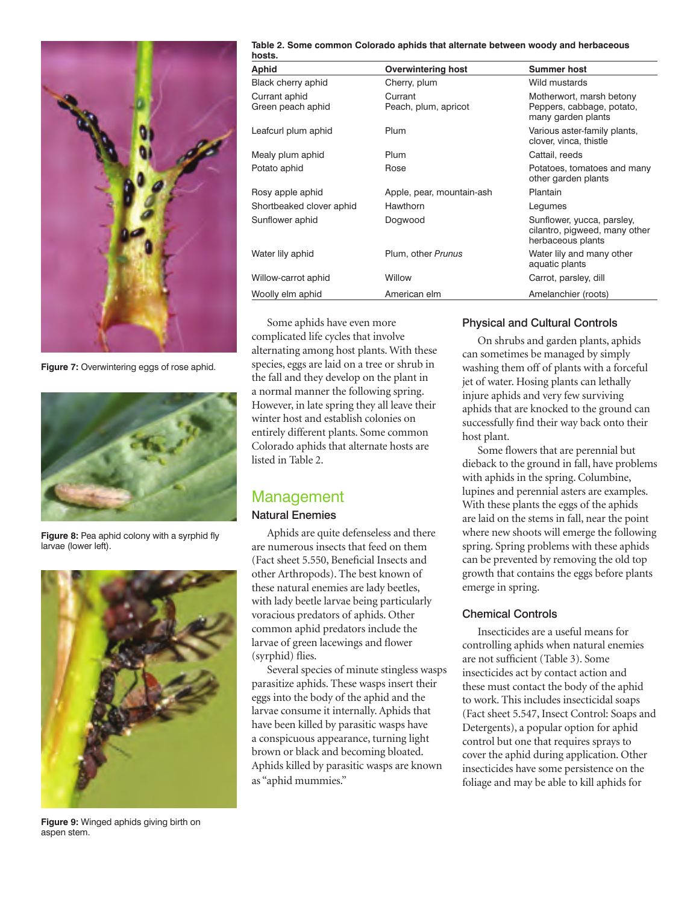Figure 7: Overwintering eggs of rose aphid.

Figure 8: Pea aphid colony with a syrphid fly larvae (lower left).

Figure 9: Winged aphids giving birth on aspen stem.

**Table 2. Some common Colorado aphids that alternate between woody and herbaceous hosts.**

| Aphid | Overwintering host | Summer host |
|---|---|---|
| Black cherry aphid | Cherry, plum | Wild mustards |
| Currant aphid | Currant | Motherwort, marsh betony |
| Green peach aphid | Peach, plum, apricot | Peppers, cabbage, potato, many garden plants |
| Leafcurl plum aphid | Plum | Various aster-family plants, clover, vinca, thistle |
| Mealy plum aphid | Plum | Cattail, reeds |
| Potato aphid | Rose | Potatoes, tomatoes and many other garden plants |
| Rosy apple aphid | Apple, pear, mountain-ash | Plantain |
| Shortbeaked clover aphid | Hawthorn | Legumes |
| Sunflower aphid | Dogwood | Sunflower, yucca, parsley, cilantro, pigweed, many other herbaceous plants |
| Water lily aphid | Plum, other *Prunus* | Water lily and many other aquatic plants |
| Willow-carrot aphid | Willow | Carrot, parsley, dill |
| Woolly elm aphid | American elm | Amelanchier (roots) |

Some aphids have even more complicated life cycles that involve alternating among host plants. With these species, eggs are laid on a tree or shrub in the fall and they develop on the plant in a normal manner the following spring. However, in late spring they all leave their winter host and establish colonies on entirely different plants. Some common Colorado aphids that alternate hosts are listed in Table 2.

## Management

### Natural Enemies

Aphids are quite defenseless and there are numerous insects that feed on them (Fact sheet 5.550, Beneficial Insects and other Arthropods). The best known of these natural enemies are lady beetles, with lady beetle larvae being particularly voracious predators of aphids. Other common aphid predators include the larvae of green lacewings and flower (syrphid) flies.

Several species of minute stingless wasps parasitize aphids. These wasps insert their eggs into the body of the aphid and the larvae consume it internally. Aphids that have been killed by parasitic wasps have a conspicuous appearance, turning light brown or black and becoming bloated. Aphids killed by parasitic wasps are known as "aphid mummies."

### Physical and Cultural Controls

On shrubs and garden plants, aphids can sometimes be managed by simply washing them off of plants with a forceful jet of water. Hosing plants can lethally injure aphids and very few surviving aphids that are knocked to the ground can successfully find their way back onto their host plant.

Some flowers that are perennial but dieback to the ground in fall, have problems with aphids in the spring. Columbine, lupines and perennial asters are examples. With these plants the eggs of the aphids are laid on the stems in fall, near the point where new shoots will emerge the following spring. Spring problems with these aphids can be prevented by removing the old top growth that contains the eggs before plants emerge in spring.

### Chemical Controls

Insecticides are a useful means for controlling aphids when natural enemies are not sufficient (Table 3). Some insecticides act by contact action and these must contact the body of the aphid to work. This includes insecticidal soaps (Fact sheet 5.547, Insect Control: Soaps and Detergents), a popular option for aphid control but one that requires sprays to cover the aphid during application. Other insecticides have some persistence on the foliage and may be able to kill aphids for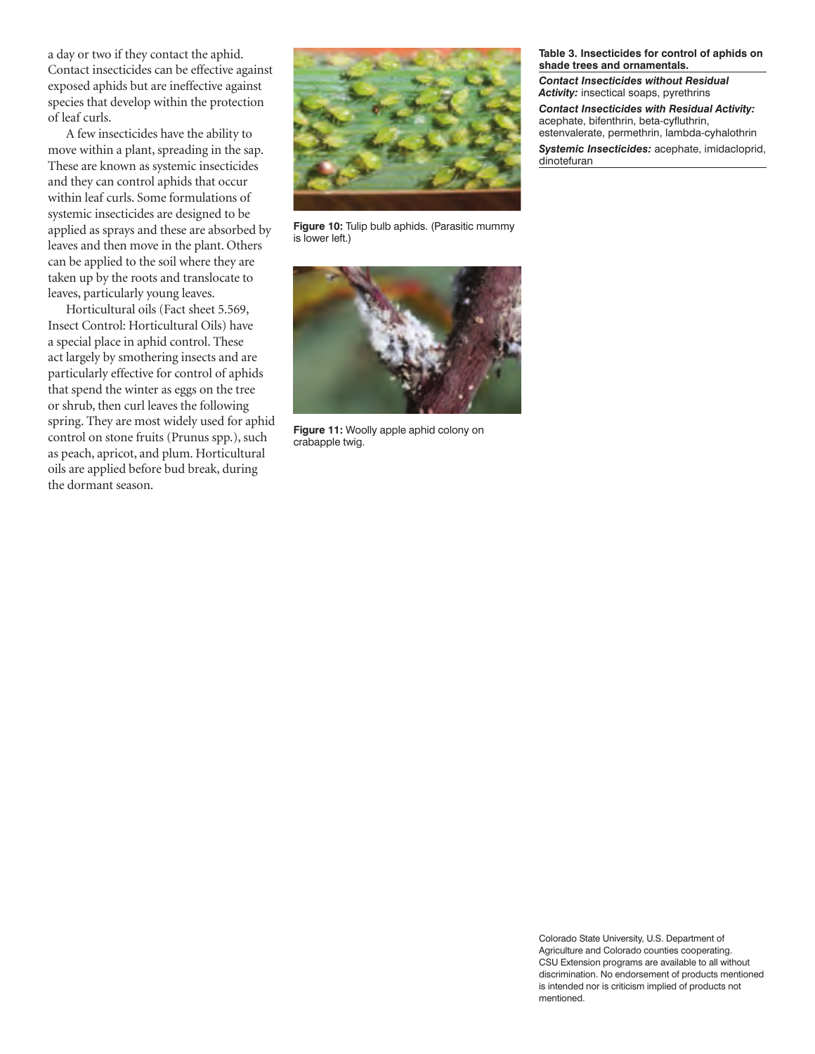a day or two if they contact the aphid. Contact insecticides can be effective against exposed aphids but are ineffective against species that develop within the protection of leaf curls.

A few insecticides have the ability to move within a plant, spreading in the sap. These are known as systemic insecticides and they can control aphids that occur within leaf curls. Some formulations of systemic insecticides are designed to be applied as sprays and these are absorbed by leaves and then move in the plant. Others can be applied to the soil where they are taken up by the roots and translocate to leaves, particularly young leaves.

Horticultural oils (Fact sheet 5.569, Insect Control: Horticultural Oils) have a special place in aphid control. These act largely by smothering insects and are particularly effective for control of aphids that spend the winter as eggs on the tree or shrub, then curl leaves the following spring. They are most widely used for aphid control on stone fruits (Prunus spp.), such as peach, apricot, and plum. Horticultural oils are applied before bud break, during the dormant season.

**Figure 10:** Tulip bulb aphids. (Parasitic mummy is lower left.)

**Figure 11:** Woolly apple aphid colony on crabapple twig.

**Table 3. Insecticides for control of aphids on shade trees and ornamentals.**

***Contact Insecticides without Residual Activity:*** insectical soaps, pyrethrins

***Contact Insecticides with Residual Activity:*** acephate, bifenthrin, beta-cyfluthrin, estenvalerate, permethrin, lambda-cyhalothrin

***Systemic Insecticides:*** acephate, imidacloprid, dinotefuran

Colorado State University, U.S. Department of Agriculture and Colorado counties cooperating. CSU Extension programs are available to all without discrimination. No endorsement of products mentioned is intended nor is criticism implied of products not mentioned.